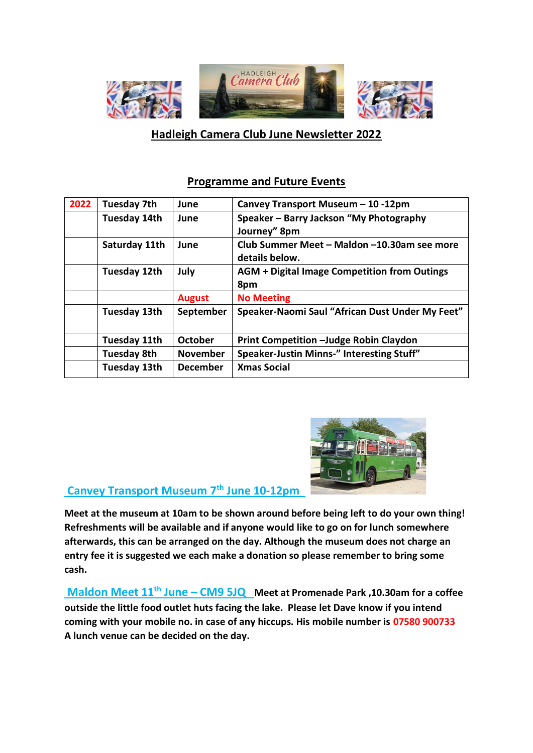## Hadleigh Camera Club June Newsletter 2022

### Programme and Future Events

| 2022 | Tuesday 7th | June | Canvey Transport Museum – 10 -12pm |
|---|---|---|---|
| | Tuesday 14th | June | Speaker – Barry Jackson "My Photography Journey" 8pm |
| | Saturday 11th | June | Club Summer Meet – Maldon –10.30am see more details below. |
| | Tuesday 12th | July | AGM + Digital Image Competition from Outings 8pm |
| | | August | No Meeting |
| | Tuesday 13th | September | Speaker-Naomi Saul "African Dust Under My Feet" |
| | Tuesday 11th | October | Print Competition –Judge Robin Claydon |
| | Tuesday 8th | November | Speaker-Justin Minns-" Interesting Stuff" |
| | Tuesday 13th | December | Xmas Social |

**Canvey Transport Museum 7th June 10-12pm**

**Meet at the museum at 10am to be shown around before being left to do your own thing! Refreshments will be available and if anyone would like to go on for lunch somewhere afterwards, this can be arranged on the day. Although the museum does not charge an entry fee it is suggested we each make a donation so please remember to bring some cash.**

**Maldon Meet 11th June – CM9 5JQ** **Meet at Promenade Park ,10.30am for a coffee outside the little food outlet huts facing the lake. Please let Dave know if you intend coming with your mobile no. in case of any hiccups. His mobile number is 07580 900733 A lunch venue can be decided on the day.**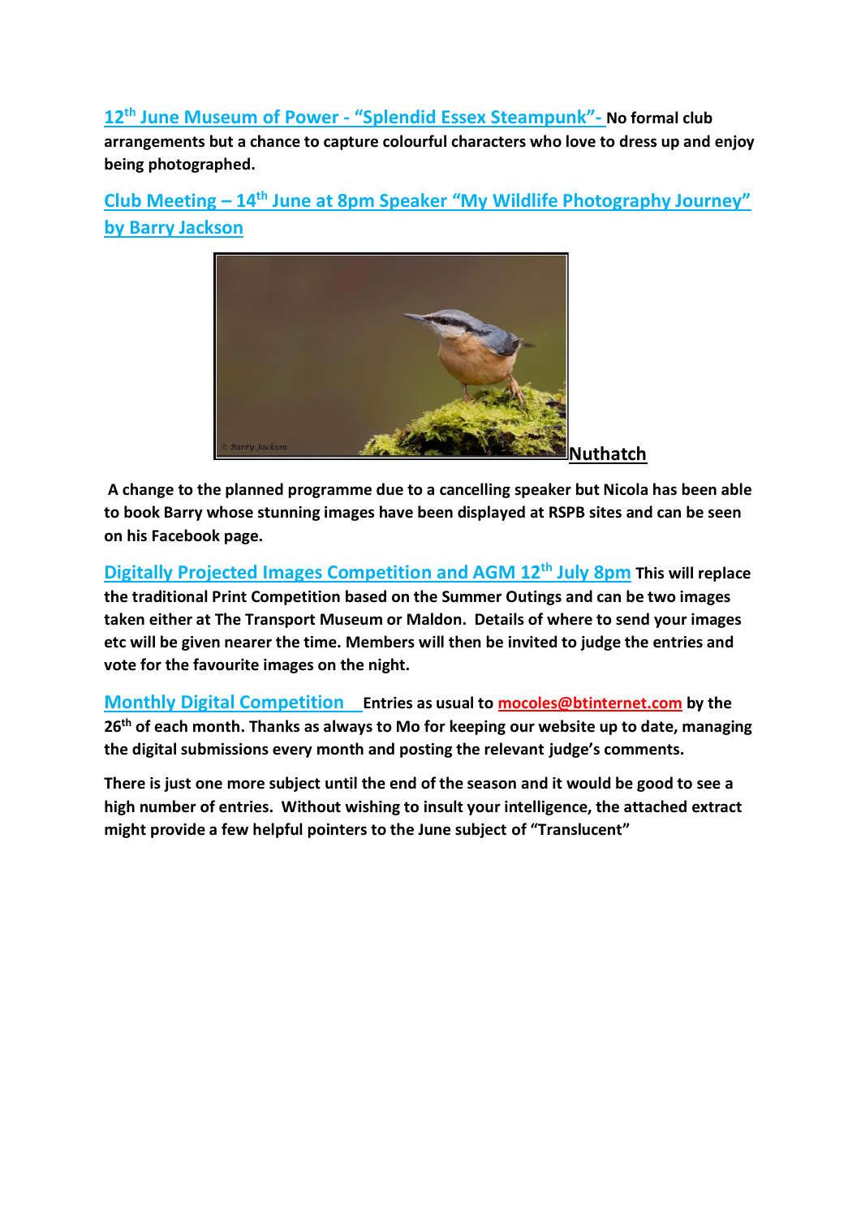**12th June Museum of Power - "Splendid Essex Steampunk"-** No formal club arrangements but a chance to capture colourful characters who love to dress up and enjoy being photographed.

**Club Meeting – 14th June at 8pm Speaker "My Wildlife Photography Journey" by Barry Jackson**

**Nuthatch**

A change to the planned programme due to a cancelling speaker but Nicola has been able to book Barry whose stunning images have been displayed at RSPB sites and can be seen on his Facebook page.

**Digitally Projected Images Competition and AGM 12th July 8pm** This will replace the traditional Print Competition based on the Summer Outings and can be two images taken either at The Transport Museum or Maldon. Details of where to send your images etc will be given nearer the time. Members will then be invited to judge the entries and vote for the favourite images on the night.

**Monthly Digital Competition** Entries as usual to mocoles@btinternet.com by the 26th of each month. Thanks as always to Mo for keeping our website up to date, managing the digital submissions every month and posting the relevant judge's comments.

There is just one more subject until the end of the season and it would be good to see a high number of entries. Without wishing to insult your intelligence, the attached extract might provide a few helpful pointers to the June subject of "Translucent"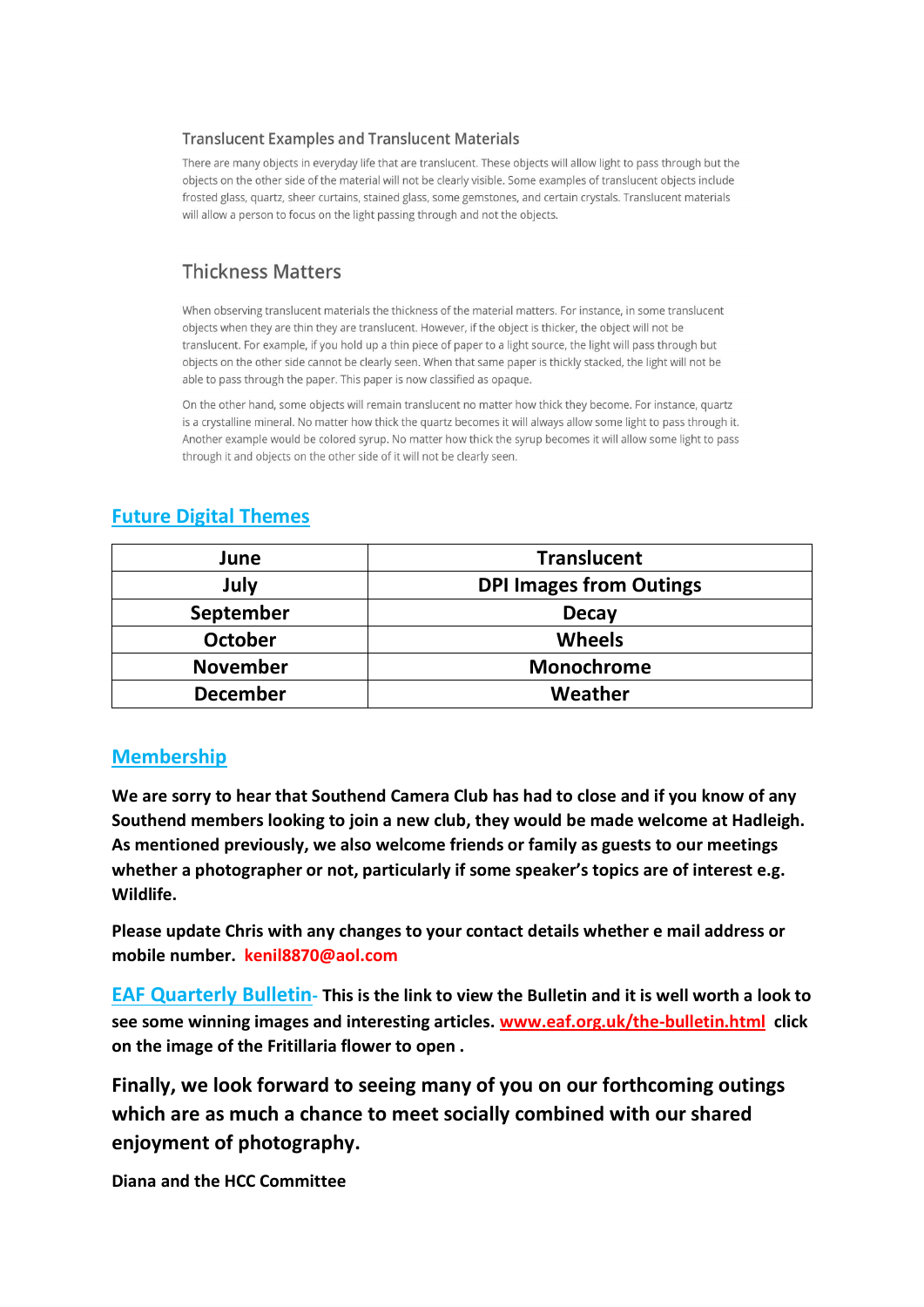### Translucent Examples and Translucent Materials

There are many objects in everyday life that are translucent. These objects will allow light to pass through but the objects on the other side of the material will not be clearly visible. Some examples of translucent objects include frosted glass, quartz, sheer curtains, stained glass, some gemstones, and certain crystals. Translucent materials will allow a person to focus on the light passing through and not the objects.

### Thickness Matters

When observing translucent materials the thickness of the material matters. For instance, in some translucent objects when they are thin they are translucent. However, if the object is thicker, the object will not be translucent. For example, if you hold up a thin piece of paper to a light source, the light will pass through but objects on the other side cannot be clearly seen. When that same paper is thickly stacked, the light will not be able to pass through the paper. This paper is now classified as opaque.

On the other hand, some objects will remain translucent no matter how thick they become. For instance, quartz is a crystalline mineral. No matter how thick the quartz becomes it will always allow some light to pass through it. Another example would be colored syrup. No matter how thick the syrup becomes it will allow some light to pass through it and objects on the other side of it will not be clearly seen.

## Future Digital Themes

| June | Translucent |
|---|---|
| July | DPI Images from Outings |
| September | Decay |
| October | Wheels |
| November | Monochrome |
| December | Weather |

## Membership

**We are sorry to hear that Southend Camera Club has had to close and if you know of any Southend members looking to join a new club, they would be made welcome at Hadleigh. As mentioned previously, we also welcome friends or family as guests to our meetings whether a photographer or not, particularly if some speaker's topics are of interest e.g. Wildlife.**

**Please update Chris with any changes to your contact details whether e mail address or mobile number. kenil8870@aol.com**

**EAF Quarterly Bulletin- This is the link to view the Bulletin and it is well worth a look to see some winning images and interesting articles. www.eaf.org.uk/the-bulletin.html click on the image of the Fritillaria flower to open .**

**Finally, we look forward to seeing many of you on our forthcoming outings which are as much a chance to meet socially combined with our shared enjoyment of photography.**

**Diana and the HCC Committee**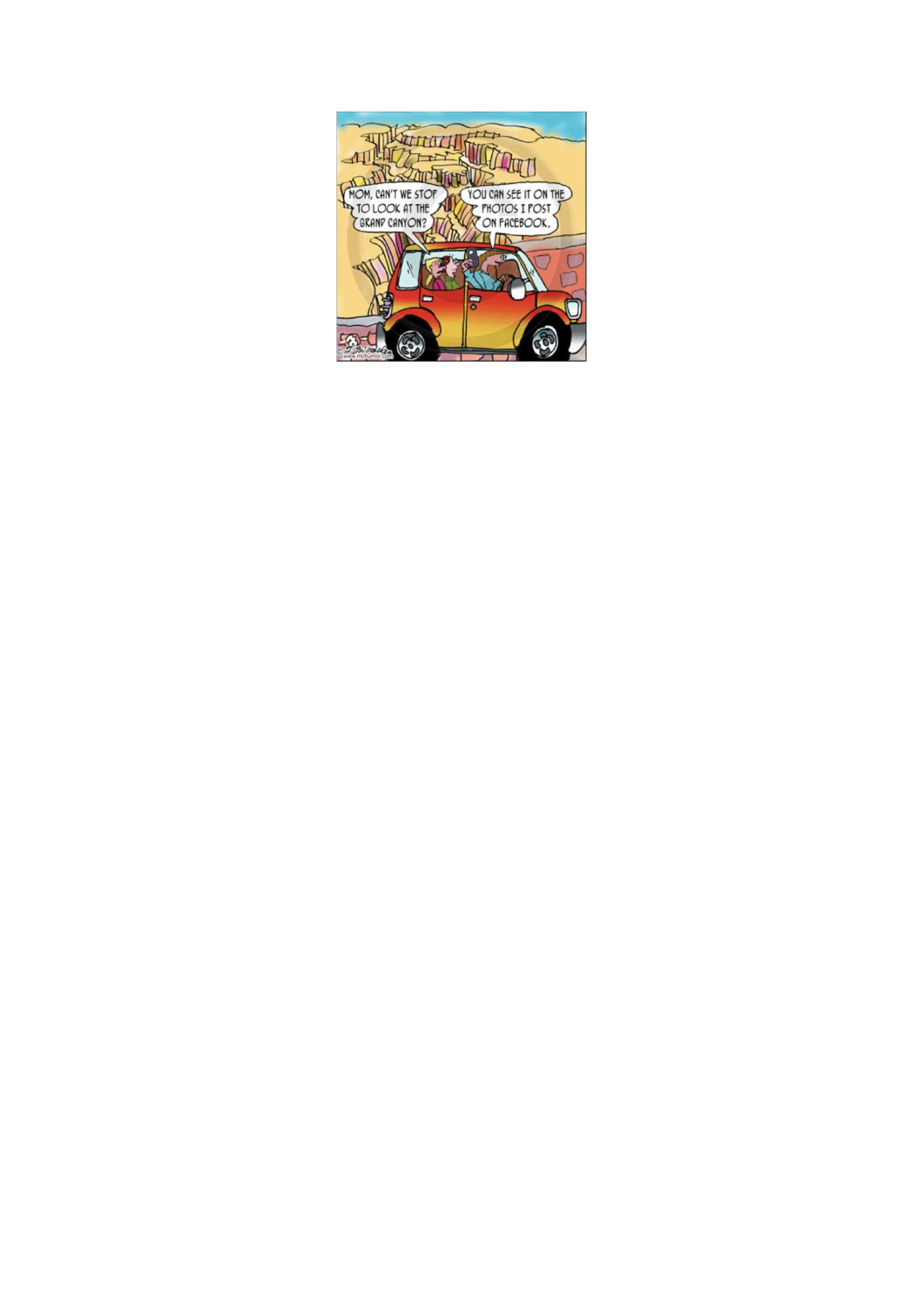MOM, CAN'T WE STOP TO LOOK AT THE GRAND CANYON?

YOU CAN SEE IT ON THE PHOTOS I POST ON FACEBOOK.